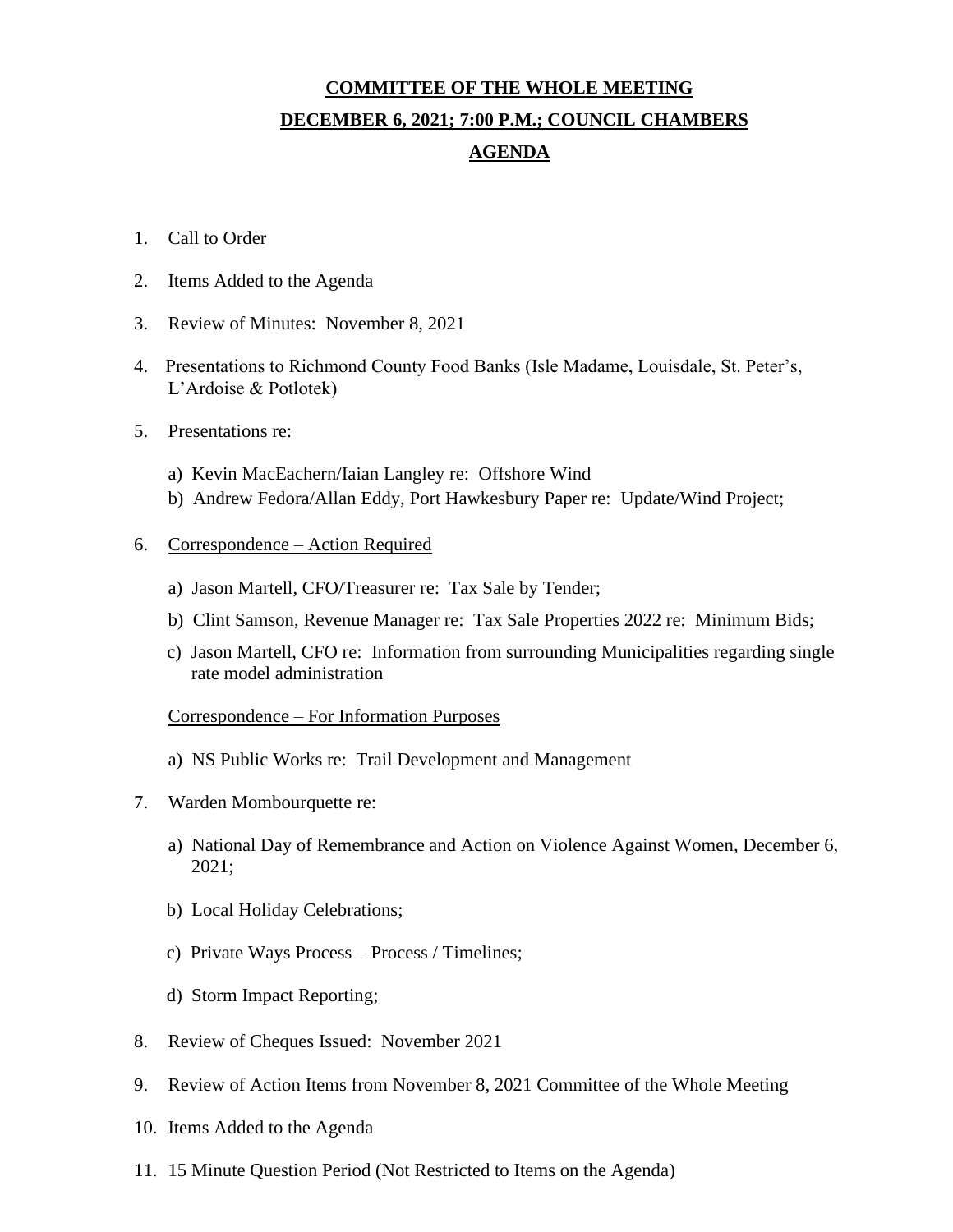# COMMITTEE OF THE WHOLE MEETING

## DECEMBER 6, 2021; 7:00 P.M.; COUNCIL CHAMBERS

## AGENDA

1. Call to Order

2. Items Added to the Agenda

3. Review of Minutes: November 8, 2021

4. Presentations to Richmond County Food Banks (Isle Madame, Louisdale, St. Peter's, L'Ardoise & Potlotek)

5. Presentations re:

   a) Kevin MacEachern/Iaian Langley re: Offshore Wind
   b) Andrew Fedora/Allan Eddy, Port Hawkesbury Paper re: Update/Wind Project;

6. Correspondence – Action Required

   a) Jason Martell, CFO/Treasurer re: Tax Sale by Tender;

   b) Clint Samson, Revenue Manager re: Tax Sale Properties 2022 re: Minimum Bids;

   c) Jason Martell, CFO re: Information from surrounding Municipalities regarding single rate model administration

   Correspondence – For Information Purposes

   a) NS Public Works re: Trail Development and Management

7. Warden Mombourquette re:

   a) National Day of Remembrance and Action on Violence Against Women, December 6, 2021;

   b) Local Holiday Celebrations;

   c) Private Ways Process – Process / Timelines;

   d) Storm Impact Reporting;

8. Review of Cheques Issued: November 2021

9. Review of Action Items from November 8, 2021 Committee of the Whole Meeting

10. Items Added to the Agenda

11. 15 Minute Question Period (Not Restricted to Items on the Agenda)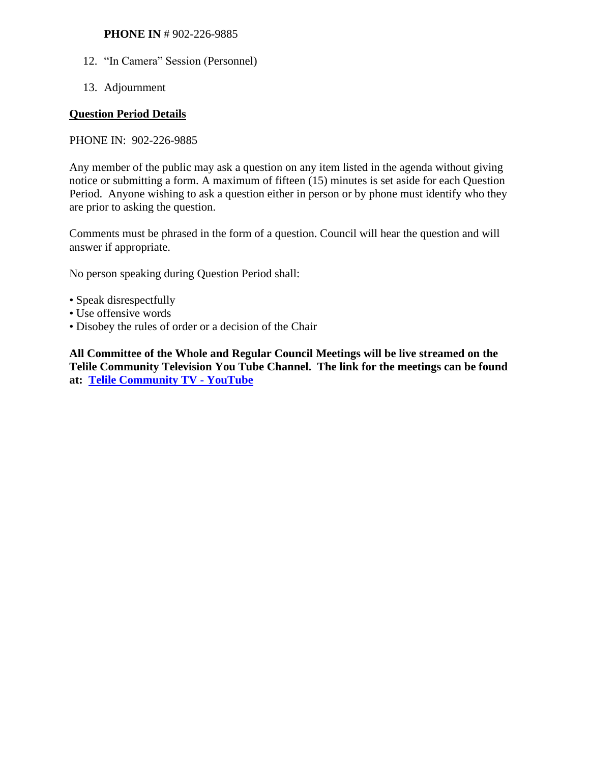**PHONE IN** # 902-226-9885

12. "In Camera" Session (Personnel)

13. Adjournment

**Question Period Details**

PHONE IN: 902-226-9885

Any member of the public may ask a question on any item listed in the agenda without giving notice or submitting a form. A maximum of fifteen (15) minutes is set aside for each Question Period. Anyone wishing to ask a question either in person or by phone must identify who they are prior to asking the question.

Comments must be phrased in the form of a question. Council will hear the question and will answer if appropriate.

No person speaking during Question Period shall:

- Speak disrespectfully
- Use offensive words
- Disobey the rules of order or a decision of the Chair

**All Committee of the Whole and Regular Council Meetings will be live streamed on the Telile Community Television You Tube Channel. The link for the meetings can be found at: Telile Community TV - YouTube**